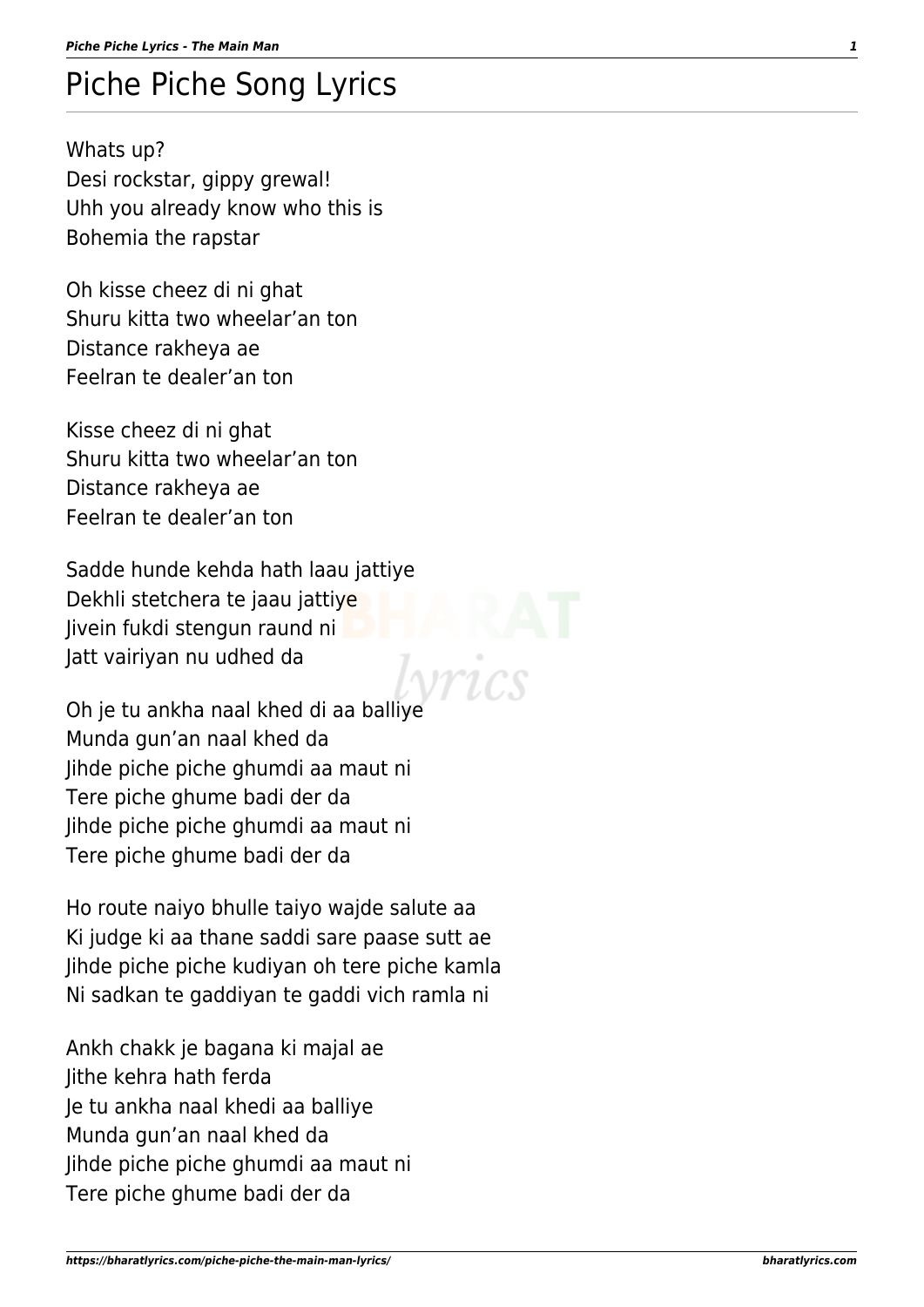# Piche Piche Song Lyrics

Whats up?
Desi rockstar, gippy grewal!
Uhh you already know who this is
Bohemia the rapstar

Oh kisse cheez di ni ghat
Shuru kitta two wheelar'an ton
Distance rakheya ae
Feelran te dealer'an ton

Kisse cheez di ni ghat
Shuru kitta two wheelar'an ton
Distance rakheya ae
Feelran te dealer'an ton

Sadde hunde kehda hath laau jattiye
Dekhli stetchera te jaau jattiye
Jivein fukdi stengun raund ni
Jatt vairiyan nu udhed da

Oh je tu ankha naal khed di aa balliye
Munda gun'an naal khed da
Jihde piche piche ghumdi aa maut ni
Tere piche ghume badi der da
Jihde piche piche ghumdi aa maut ni
Tere piche ghume badi der da

Ho route naiyo bhulle taiyo wajde salute aa
Ki judge ki aa thane saddi sare paase sutt ae
Jihde piche piche kudiyan oh tere piche kamla
Ni sadkan te gaddiyan te gaddi vich ramla ni

Ankh chakk je bagana ki majal ae
Jithe kehra hath ferda
Je tu ankha naal khedi aa balliye
Munda gun'an naal khed da
Jihde piche piche ghumdi aa maut ni
Tere piche ghume badi der da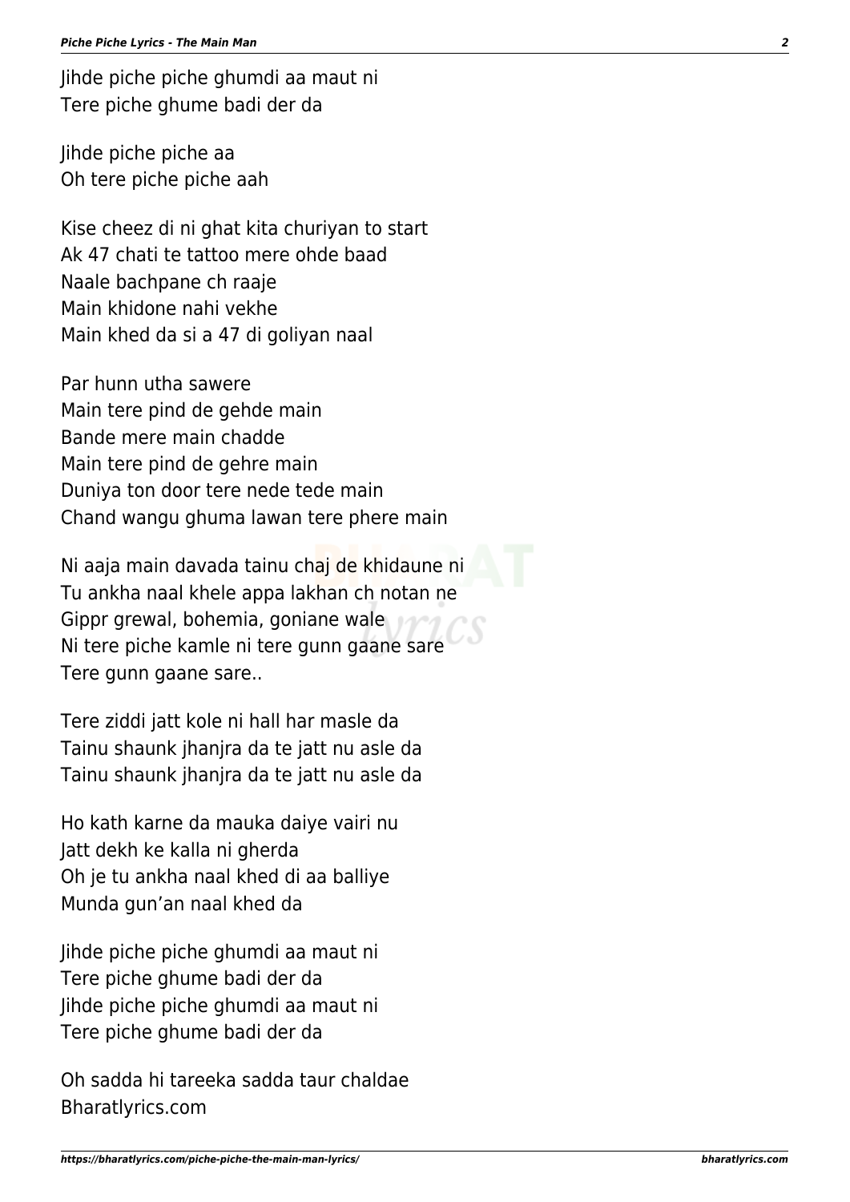Jihde piche piche ghumdi aa maut ni
Tere piche ghume badi der da

Jihde piche piche aa
Oh tere piche piche aah

Kise cheez di ni ghat kita churiyan to start
Ak 47 chati te tattoo mere ohde baad
Naale bachpane ch raaje
Main khidone nahi vekhe
Main khed da si a 47 di goliyan naal

Par hunn utha sawere
Main tere pind de gehde main
Bande mere main chadde
Main tere pind de gehre main
Duniya ton door tere nede tede main
Chand wangu ghuma lawan tere phere main

Ni aaja main davada tainu chaj de khidaune ni
Tu ankha naal khele appa lakhan ch notan ne
Gippr grewal, bohemia, goniane wale
Ni tere piche kamle ni tere gunn gaane sare
Tere gunn gaane sare..

Tere ziddi jatt kole ni hall har masle da
Tainu shaunk jhanjra da te jatt nu asle da
Tainu shaunk jhanjra da te jatt nu asle da

Ho kath karne da mauka daiye vairi nu
Jatt dekh ke kalla ni gherda
Oh je tu ankha naal khed di aa balliye
Munda gun'an naal khed da

Jihde piche piche ghumdi aa maut ni
Tere piche ghume badi der da
Jihde piche piche ghumdi aa maut ni
Tere piche ghume badi der da

Oh sadda hi tareeka sadda taur chaldae
Bharatlyrics.com